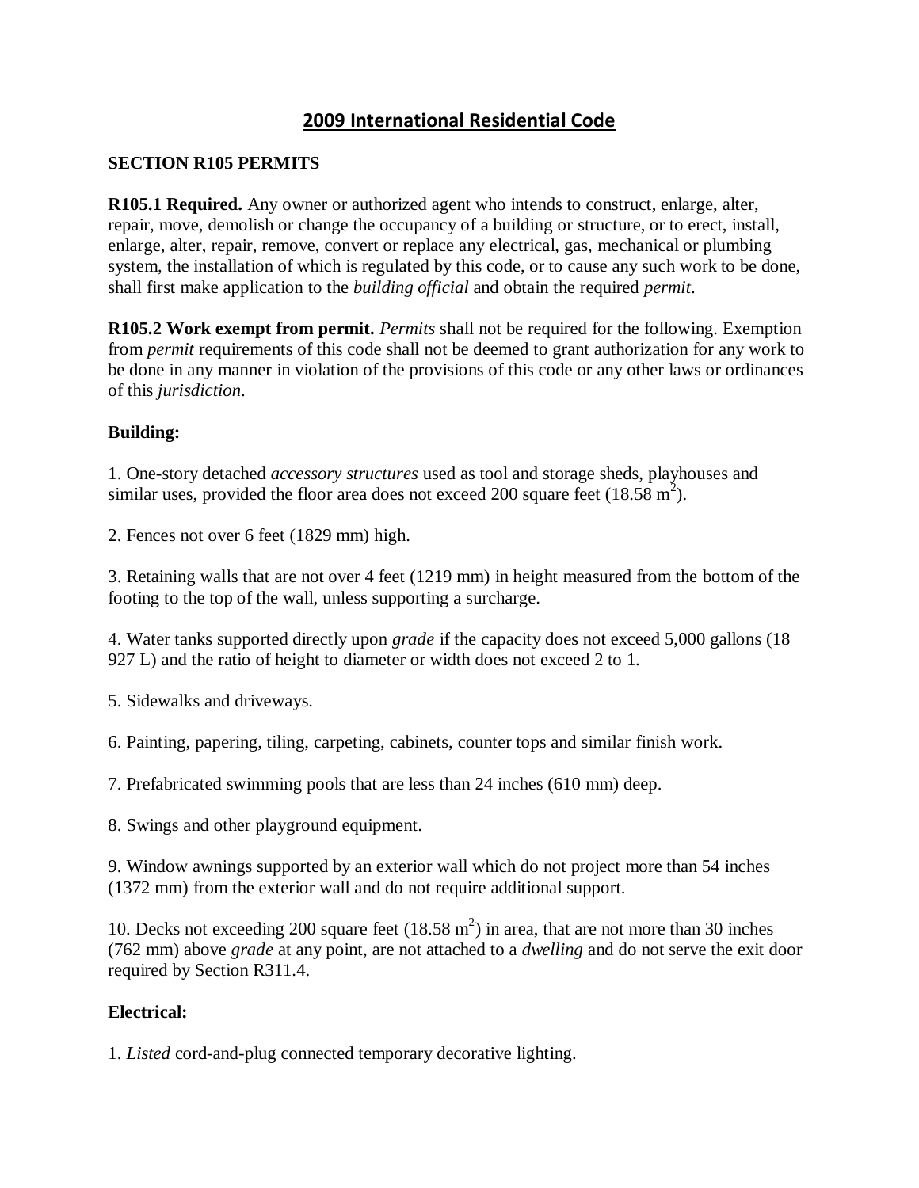# 2009 International Residential Code

## SECTION R105 PERMITS

**R105.1 Required.** Any owner or authorized agent who intends to construct, enlarge, alter, repair, move, demolish or change the occupancy of a building or structure, or to erect, install, enlarge, alter, repair, remove, convert or replace any electrical, gas, mechanical or plumbing system, the installation of which is regulated by this code, or to cause any such work to be done, shall first make application to the *building official* and obtain the required *permit*.

**R105.2 Work exempt from permit.** *Permits* shall not be required for the following. Exemption from *permit* requirements of this code shall not be deemed to grant authorization for any work to be done in any manner in violation of the provisions of this code or any other laws or ordinances of this *jurisdiction*.

**Building:**

1. One-story detached *accessory structures* used as tool and storage sheds, playhouses and similar uses, provided the floor area does not exceed 200 square feet (18.58 $m^2$).

2. Fences not over 6 feet (1829 mm) high.

3. Retaining walls that are not over 4 feet (1219 mm) in height measured from the bottom of the footing to the top of the wall, unless supporting a surcharge.

4. Water tanks supported directly upon *grade* if the capacity does not exceed 5,000 gallons (18 927 L) and the ratio of height to diameter or width does not exceed 2 to 1.

5. Sidewalks and driveways.

6. Painting, papering, tiling, carpeting, cabinets, counter tops and similar finish work.

7. Prefabricated swimming pools that are less than 24 inches (610 mm) deep.

8. Swings and other playground equipment.

9. Window awnings supported by an exterior wall which do not project more than 54 inches (1372 mm) from the exterior wall and do not require additional support.

10. Decks not exceeding 200 square feet (18.58 $m^2$) in area, that are not more than 30 inches (762 mm) above *grade* at any point, are not attached to a *dwelling* and do not serve the exit door required by Section R311.4.

**Electrical:**

1. *Listed* cord-and-plug connected temporary decorative lighting.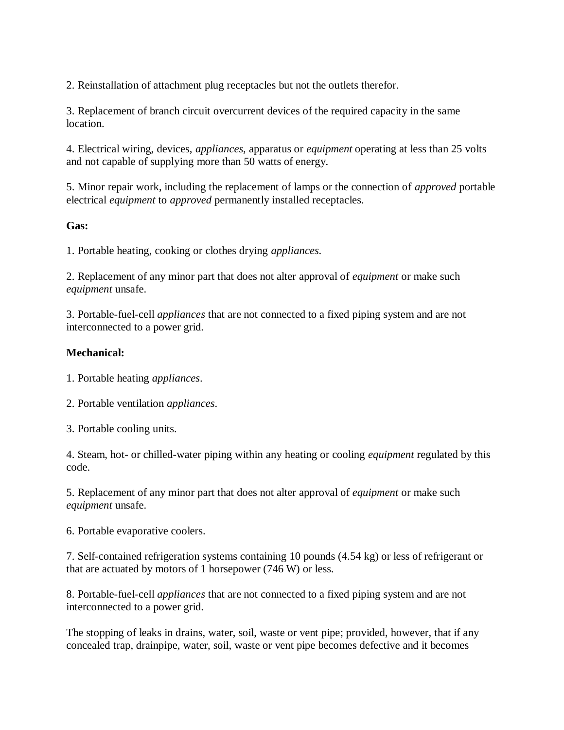2. Reinstallation of attachment plug receptacles but not the outlets therefor.

3. Replacement of branch circuit overcurrent devices of the required capacity in the same location.

4. Electrical wiring, devices, *appliances,* apparatus or *equipment* operating at less than 25 volts and not capable of supplying more than 50 watts of energy.

5. Minor repair work, including the replacement of lamps or the connection of *approved* portable electrical *equipment* to *approved* permanently installed receptacles.

**Gas:**

1. Portable heating, cooking or clothes drying *appliances.*

2. Replacement of any minor part that does not alter approval of *equipment* or make such *equipment* unsafe.

3. Portable-fuel-cell *appliances* that are not connected to a fixed piping system and are not interconnected to a power grid.

**Mechanical:**

1. Portable heating *appliances.*

2. Portable ventilation *appliances.*

3. Portable cooling units.

4. Steam, hot- or chilled-water piping within any heating or cooling *equipment* regulated by this code.

5. Replacement of any minor part that does not alter approval of *equipment* or make such *equipment* unsafe.

6. Portable evaporative coolers.

7. Self-contained refrigeration systems containing 10 pounds (4.54 kg) or less of refrigerant or that are actuated by motors of 1 horsepower (746 W) or less.

8. Portable-fuel-cell *appliances* that are not connected to a fixed piping system and are not interconnected to a power grid.

The stopping of leaks in drains, water, soil, waste or vent pipe; provided, however, that if any concealed trap, drainpipe, water, soil, waste or vent pipe becomes defective and it becomes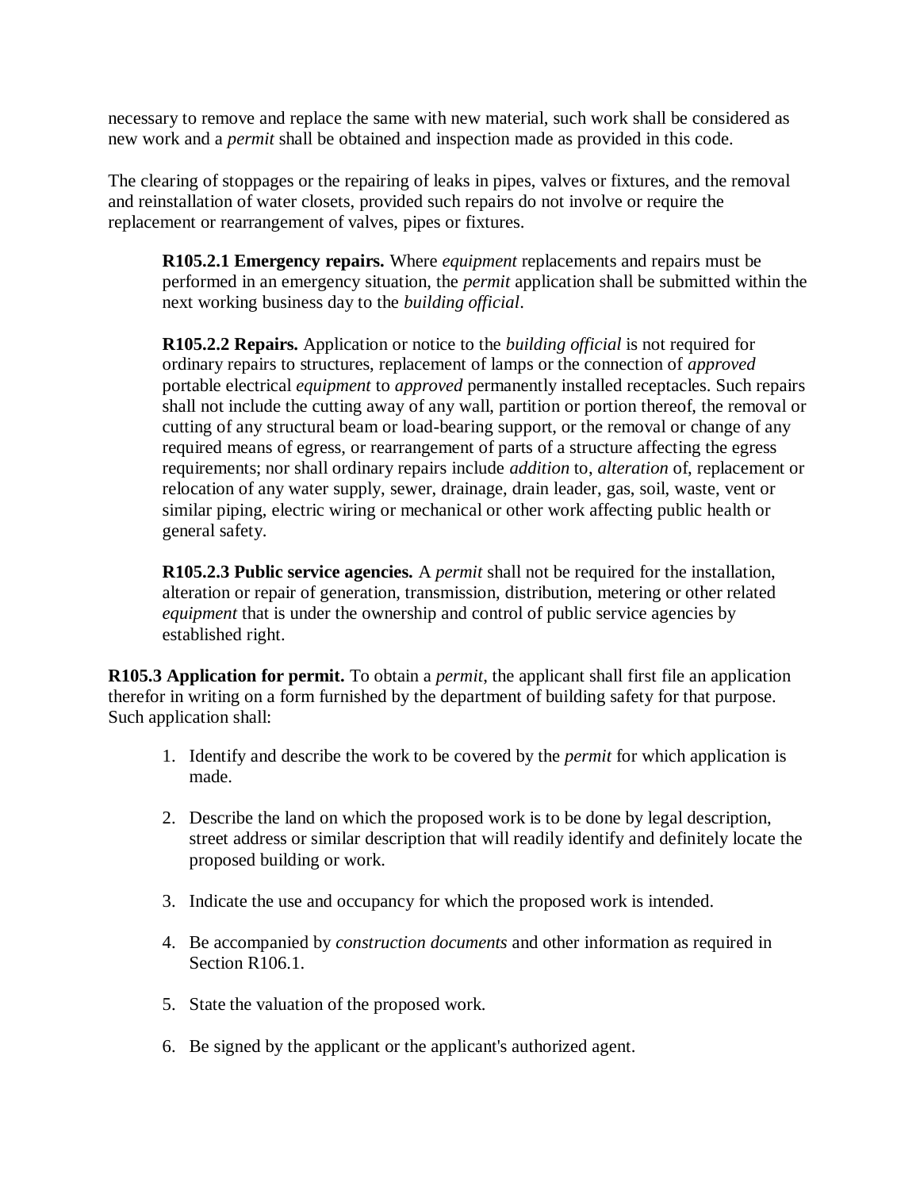necessary to remove and replace the same with new material, such work shall be considered as new work and a *permit* shall be obtained and inspection made as provided in this code.

The clearing of stoppages or the repairing of leaks in pipes, valves or fixtures, and the removal and reinstallation of water closets, provided such repairs do not involve or require the replacement or rearrangement of valves, pipes or fixtures.

> **R105.2.1 Emergency repairs.** Where *equipment* replacements and repairs must be performed in an emergency situation, the *permit* application shall be submitted within the next working business day to the *building official*.
>
> **R105.2.2 Repairs.** Application or notice to the *building official* is not required for ordinary repairs to structures, replacement of lamps or the connection of *approved* portable electrical *equipment* to *approved* permanently installed receptacles. Such repairs shall not include the cutting away of any wall, partition or portion thereof, the removal or cutting of any structural beam or load-bearing support, or the removal or change of any required means of egress, or rearrangement of parts of a structure affecting the egress requirements; nor shall ordinary repairs include *addition* to, *alteration* of, replacement or relocation of any water supply, sewer, drainage, drain leader, gas, soil, waste, vent or similar piping, electric wiring or mechanical or other work affecting public health or general safety.
>
> **R105.2.3 Public service agencies.** A *permit* shall not be required for the installation, alteration or repair of generation, transmission, distribution, metering or other related *equipment* that is under the ownership and control of public service agencies by established right.

**R105.3 Application for permit.** To obtain a *permit*, the applicant shall first file an application therefor in writing on a form furnished by the department of building safety for that purpose. Such application shall:

1. Identify and describe the work to be covered by the *permit* for which application is made.
2. Describe the land on which the proposed work is to be done by legal description, street address or similar description that will readily identify and definitely locate the proposed building or work.
3. Indicate the use and occupancy for which the proposed work is intended.
4. Be accompanied by *construction documents* and other information as required in Section R106.1.
5. State the valuation of the proposed work.
6. Be signed by the applicant or the applicant's authorized agent.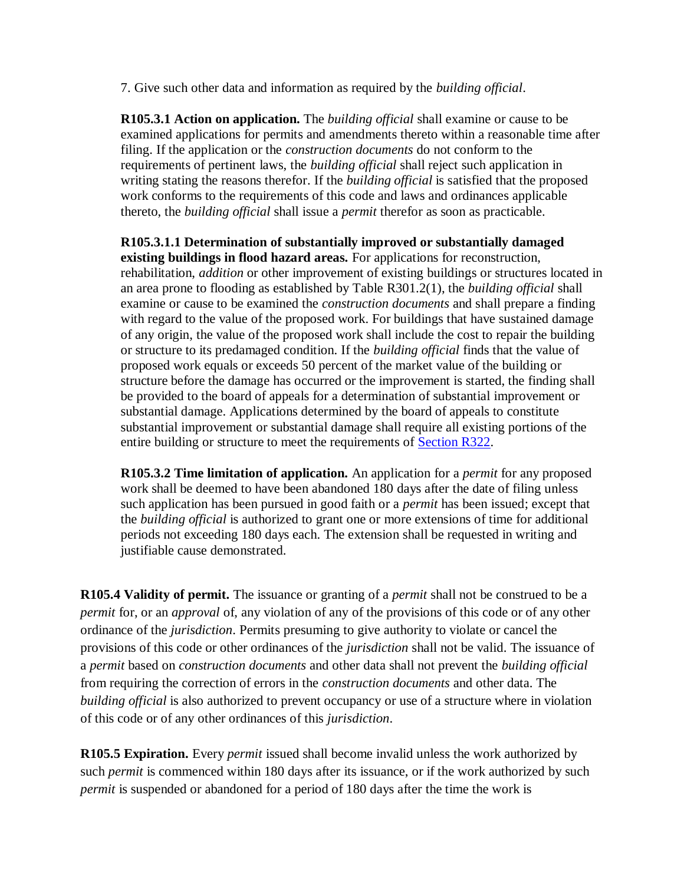7. Give such other data and information as required by the *building official*.

**R105.3.1 Action on application.** The *building official* shall examine or cause to be examined applications for permits and amendments thereto within a reasonable time after filing. If the application or the *construction documents* do not conform to the requirements of pertinent laws, the *building official* shall reject such application in writing stating the reasons therefor. If the *building official* is satisfied that the proposed work conforms to the requirements of this code and laws and ordinances applicable thereto, the *building official* shall issue a *permit* therefor as soon as practicable.

**R105.3.1.1 Determination of substantially improved or substantially damaged existing buildings in flood hazard areas.** For applications for reconstruction, rehabilitation, *addition* or other improvement of existing buildings or structures located in an area prone to flooding as established by Table R301.2(1), the *building official* shall examine or cause to be examined the *construction documents* and shall prepare a finding with regard to the value of the proposed work. For buildings that have sustained damage of any origin, the value of the proposed work shall include the cost to repair the building or structure to its predamaged condition. If the *building official* finds that the value of proposed work equals or exceeds 50 percent of the market value of the building or structure before the damage has occurred or the improvement is started, the finding shall be provided to the board of appeals for a determination of substantial improvement or substantial damage. Applications determined by the board of appeals to constitute substantial improvement or substantial damage shall require all existing portions of the entire building or structure to meet the requirements of Section R322.

**R105.3.2 Time limitation of application.** An application for a *permit* for any proposed work shall be deemed to have been abandoned 180 days after the date of filing unless such application has been pursued in good faith or a *permit* has been issued; except that the *building official* is authorized to grant one or more extensions of time for additional periods not exceeding 180 days each. The extension shall be requested in writing and justifiable cause demonstrated.

**R105.4 Validity of permit.** The issuance or granting of a *permit* shall not be construed to be a *permit* for, or an *approval* of, any violation of any of the provisions of this code or of any other ordinance of the *jurisdiction*. Permits presuming to give authority to violate or cancel the provisions of this code or other ordinances of the *jurisdiction* shall not be valid. The issuance of a *permit* based on *construction documents* and other data shall not prevent the *building official* from requiring the correction of errors in the *construction documents* and other data. The *building official* is also authorized to prevent occupancy or use of a structure where in violation of this code or of any other ordinances of this *jurisdiction*.

**R105.5 Expiration.** Every *permit* issued shall become invalid unless the work authorized by such *permit* is commenced within 180 days after its issuance, or if the work authorized by such *permit* is suspended or abandoned for a period of 180 days after the time the work is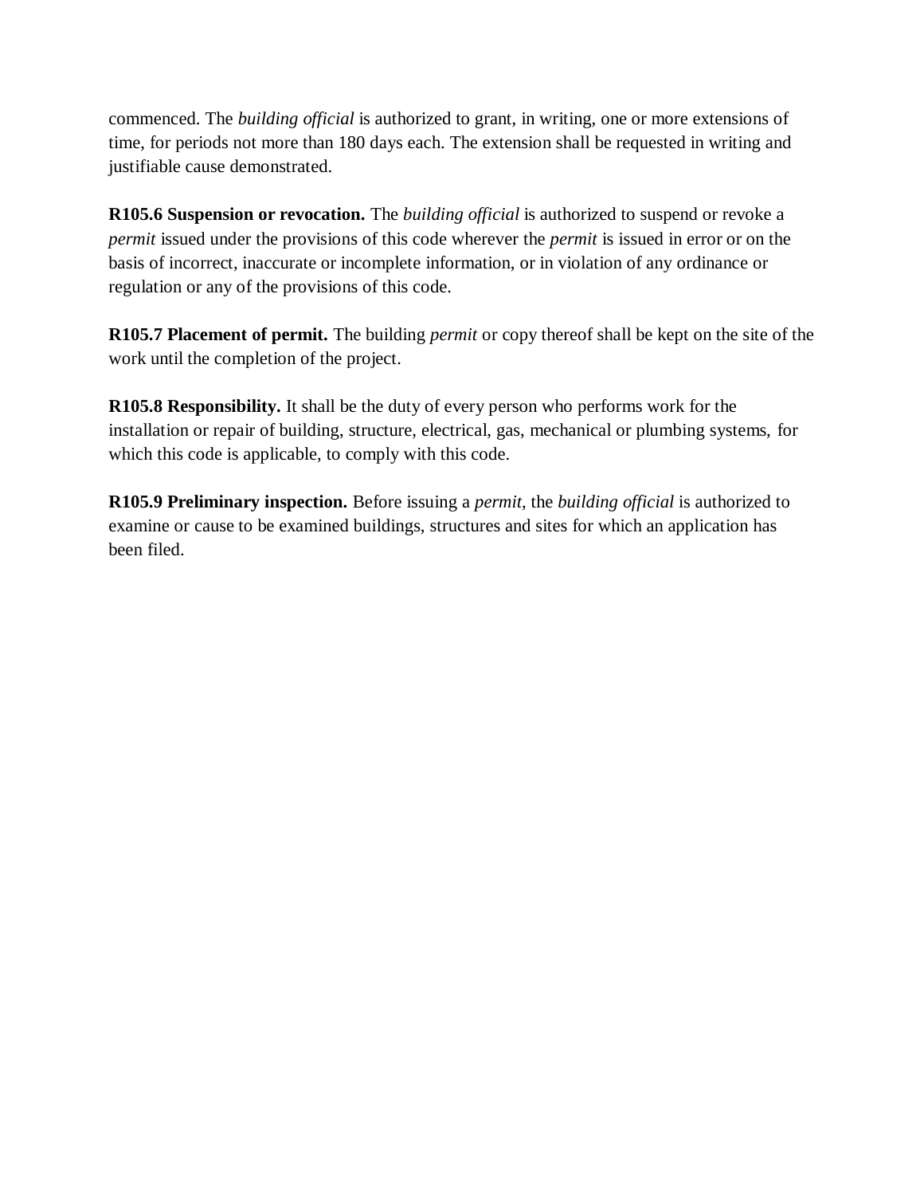commenced. The *building official* is authorized to grant, in writing, one or more extensions of time, for periods not more than 180 days each. The extension shall be requested in writing and justifiable cause demonstrated.

**R105.6 Suspension or revocation.** The *building official* is authorized to suspend or revoke a *permit* issued under the provisions of this code wherever the *permit* is issued in error or on the basis of incorrect, inaccurate or incomplete information, or in violation of any ordinance or regulation or any of the provisions of this code.

**R105.7 Placement of permit.** The building *permit* or copy thereof shall be kept on the site of the work until the completion of the project.

**R105.8 Responsibility.** It shall be the duty of every person who performs work for the installation or repair of building, structure, electrical, gas, mechanical or plumbing systems, for which this code is applicable, to comply with this code.

**R105.9 Preliminary inspection.** Before issuing a *permit,* the *building official* is authorized to examine or cause to be examined buildings, structures and sites for which an application has been filed.